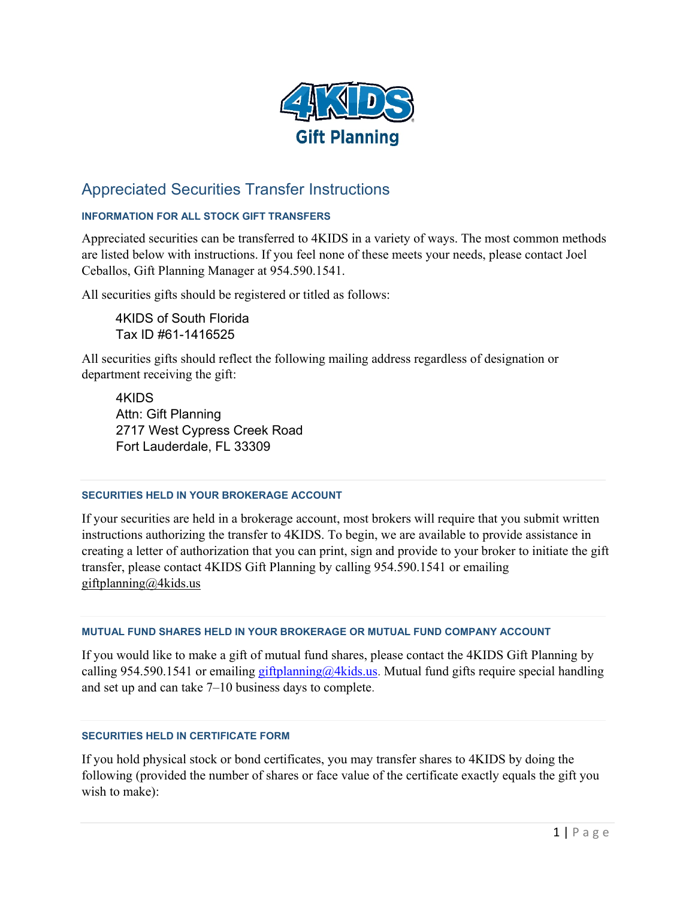# 4KIDS Gift Planning

## Appreciated Securities Transfer Instructions

### INFORMATION FOR ALL STOCK GIFT TRANSFERS

Appreciated securities can be transferred to 4KIDS in a variety of ways. The most common methods are listed below with instructions. If you feel none of these meets your needs, please contact Joel Ceballos, Gift Planning Manager at 954.590.1541.

All securities gifts should be registered or titled as follows:

> 4KIDS of South Florida
> Tax ID #61-1416525

All securities gifts should reflect the following mailing address regardless of designation or department receiving the gift:

> 4KIDS
> Attn: Gift Planning
> 2717 West Cypress Creek Road
> Fort Lauderdale, FL 33309

### SECURITIES HELD IN YOUR BROKERAGE ACCOUNT

If your securities are held in a brokerage account, most brokers will require that you submit written instructions authorizing the transfer to 4KIDS. To begin, we are available to provide assistance in creating a letter of authorization that you can print, sign and provide to your broker to initiate the gift transfer, please contact 4KIDS Gift Planning by calling 954.590.1541 or emailing giftplanning@4kids.us

### MUTUAL FUND SHARES HELD IN YOUR BROKERAGE OR MUTUAL FUND COMPANY ACCOUNT

If you would like to make a gift of mutual fund shares, please contact the 4KIDS Gift Planning by calling 954.590.1541 or emailing giftplanning@4kids.us. Mutual fund gifts require special handling and set up and can take 7–10 business days to complete.

### SECURITIES HELD IN CERTIFICATE FORM

If you hold physical stock or bond certificates, you may transfer shares to 4KIDS by doing the following (provided the number of shares or face value of the certificate exactly equals the gift you wish to make):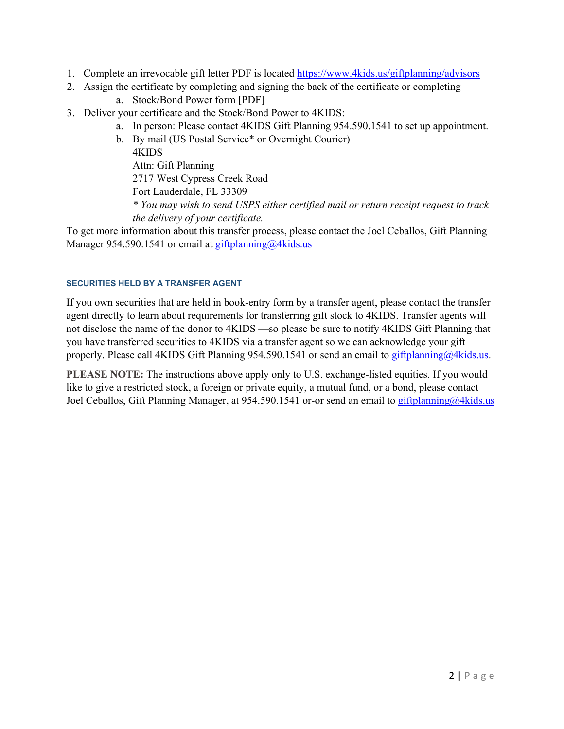1. Complete an irrevocable gift letter PDF is located https://www.4kids.us/giftplanning/advisors
2. Assign the certificate by completing and signing the back of the certificate or completing
   a. Stock/Bond Power form [PDF]
3. Deliver your certificate and the Stock/Bond Power to 4KIDS:
   a. In person: Please contact 4KIDS Gift Planning 954.590.1541 to set up appointment.
   b. By mail (US Postal Service* or Overnight Courier)
      4KIDS
      Attn: Gift Planning
      2717 West Cypress Creek Road
      Fort Lauderdale, FL 33309
      *\* You may wish to send USPS either certified mail or return receipt request to track the delivery of your certificate.*

To get more information about this transfer process, please contact the Joel Ceballos, Gift Planning Manager 954.590.1541 or email at giftplanning@4kids.us

---

#### SECURITIES HELD BY A TRANSFER AGENT

If you own securities that are held in book-entry form by a transfer agent, please contact the transfer agent directly to learn about requirements for transferring gift stock to 4KIDS. Transfer agents will not disclose the name of the donor to 4KIDS —so please be sure to notify 4KIDS Gift Planning that you have transferred securities to 4KIDS via a transfer agent so we can acknowledge your gift properly. Please call 4KIDS Gift Planning 954.590.1541 or send an email to giftplanning@4kids.us.

**PLEASE NOTE:** The instructions above apply only to U.S. exchange-listed equities. If you would like to give a restricted stock, a foreign or private equity, a mutual fund, or a bond, please contact Joel Ceballos, Gift Planning Manager, at 954.590.1541 or-or send an email to giftplanning@4kids.us